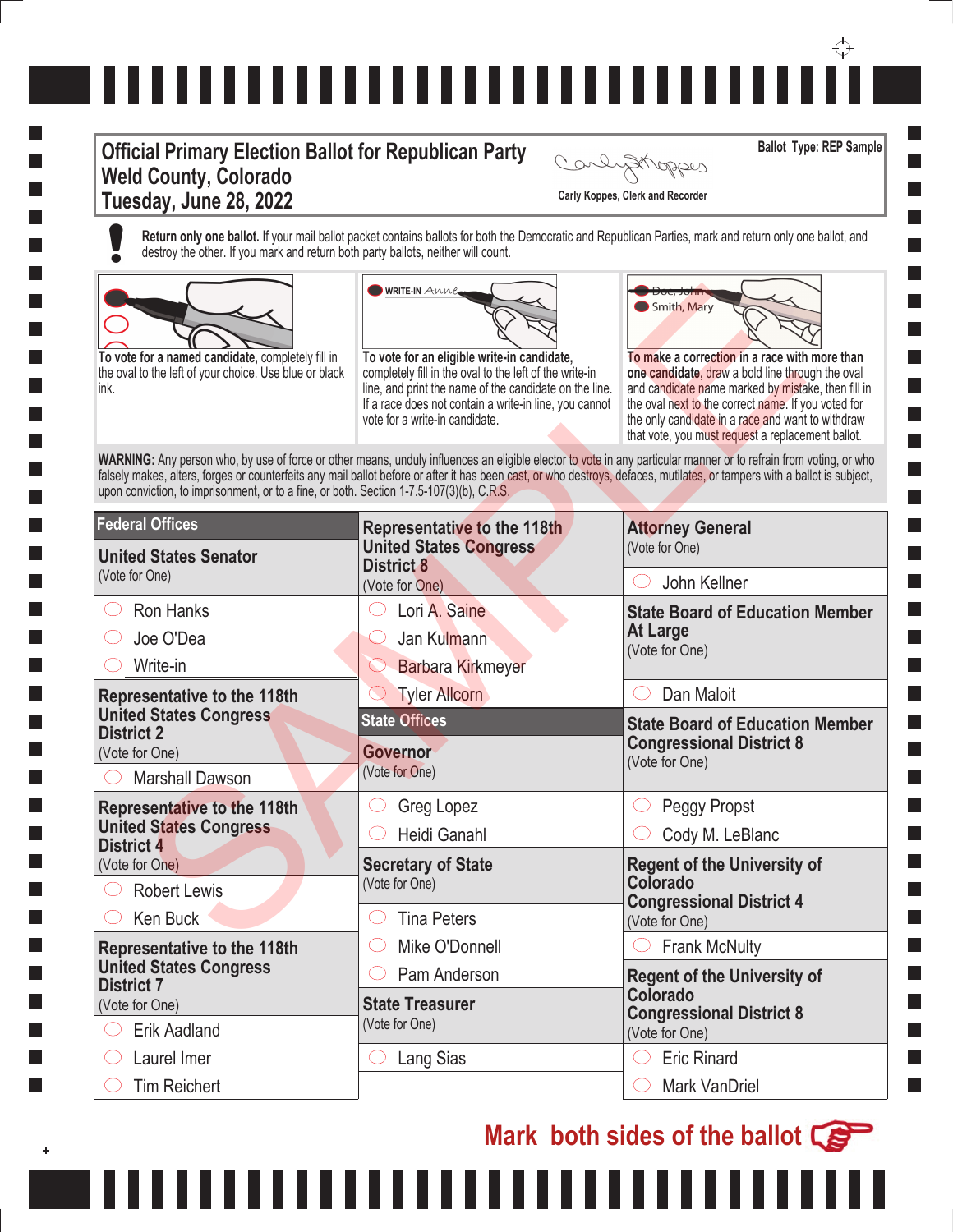# Official Primary Election Ballot for Republican Party
## Weld County, Colorado
## Tuesday, June 28, 2022

Carly Koppes, Clerk and Recorder

Ballot Type: REP Sample

**Return only one ballot.** If your mail ballot packet contains ballots for both the Democratic and Republican Parties, mark and return only one ballot, and destroy the other. If you mark and return both party ballots, neither will count.

**To vote for a named candidate,** completely fill in the oval to the left of your choice. Use blue or black ink.

WRITE-IN Anne

**To vote for an eligible write-in candidate,** completely fill in the oval to the left of the write-in line, and print the name of the candidate on the line. If a race does not contain a write-in line, you cannot vote for a write-in candidate.

Doe, John
Smith, Mary

**To make a correction** in a race with more than **one candidate,** draw a bold line through the oval and candidate name marked by mistake, then fill in the oval next to the correct name. If you voted for the only candidate in a race and want to withdraw that vote, you must request a replacement ballot.

**WARNING:** Any person who, by use of force or other means, unduly influences an eligible elector to vote in any particular manner or to refrain from voting, or who falsely makes, alters, forges or counterfeits any mail ballot before or after it has been cast, or who destroys, defaces, mutilates, or tampers with a ballot is subject, upon conviction, to imprisonment, or to a fine, or both. Section 1-7.5-107(3)(b), C.R.S.

SAMPLE

## Federal Offices

### United States Senator
(Vote for One)

- ◯ Ron Hanks
- ◯ Joe O'Dea
- ◯ Write-in ____________

### Representative to the 118th United States Congress District 2
(Vote for One)

- ◯ Marshall Dawson

### Representative to the 118th United States Congress District 4
(Vote for One)

- ◯ Robert Lewis
- ◯ Ken Buck

### Representative to the 118th United States Congress District 7
(Vote for One)

- ◯ Erik Aadland
- ◯ Laurel Imer
- ◯ Tim Reichert

### Representative to the 118th United States Congress District 8
(Vote for One)

- ◯ Lori A. Saine
- ◯ Jan Kulmann
- ◯ Barbara Kirkmeyer
- ◯ Tyler Allcorn

## State Offices

### Governor
(Vote for One)

- ◯ Greg Lopez
- ◯ Heidi Ganahl

### Secretary of State
(Vote for One)

- ◯ Tina Peters
- ◯ Mike O'Donnell
- ◯ Pam Anderson

### State Treasurer
(Vote for One)

- ◯ Lang Sias

### Attorney General
(Vote for One)

- ◯ John Kellner

### State Board of Education Member At Large
(Vote for One)

- ◯ Dan Maloit

### State Board of Education Member Congressional District 8
(Vote for One)

- ◯ Peggy Propst
- ◯ Cody M. LeBlanc

### Regent of the University of Colorado Congressional District 4
(Vote for One)

- ◯ Frank McNulty

### Regent of the University of Colorado Congressional District 8
(Vote for One)

- ◯ Eric Rinard
- ◯ Mark VanDriel

**Mark both sides of the ballot**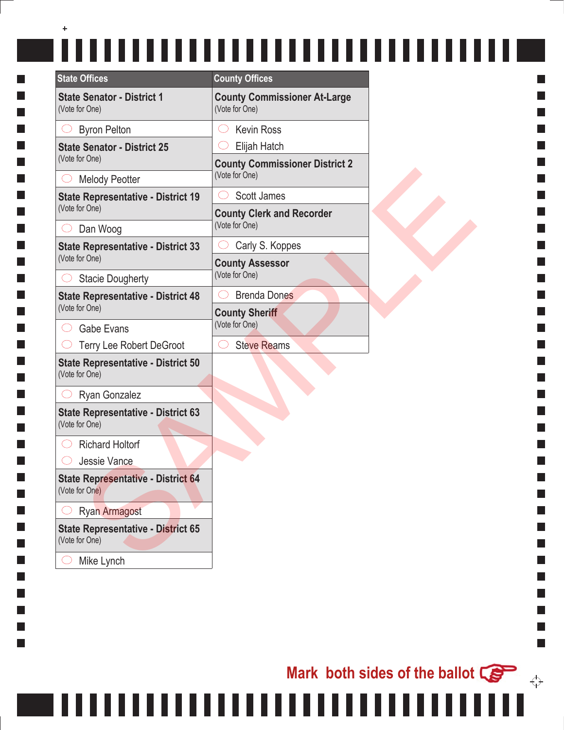## State Offices

### State Senator - District 1
(Vote for One)

- ⬭ Byron Pelton

### State Senator - District 25
(Vote for One)

- ⬭ Melody Peotter

### State Representative - District 19
(Vote for One)

- ⬭ Dan Woog

### State Representative - District 33
(Vote for One)

- ⬭ Stacie Dougherty

### State Representative - District 48
(Vote for One)

- ⬭ Gabe Evans
- ⬭ Terry Lee Robert DeGroot

### State Representative - District 50
(Vote for One)

- ⬭ Ryan Gonzalez

### State Representative - District 63
(Vote for One)

- ⬭ Richard Holtorf
- ⬭ Jessie Vance

### State Representative - District 64
(Vote for One)

- ⬭ Ryan Armagost

### State Representative - District 65
(Vote for One)

- ⬭ Mike Lynch

## County Offices

### County Commissioner At-Large
(Vote for One)

- ⬭ Kevin Ross
- ⬭ Elijah Hatch

### County Commissioner District 2
(Vote for One)

- ⬭ Scott James

### County Clerk and Recorder
(Vote for One)

- ⬭ Carly S. Koppes

### County Assessor
(Vote for One)

- ⬭ Brenda Dones

### County Sheriff
(Vote for One)

- ⬭ Steve Reams

SAMPLE

**Mark both sides of the ballot**